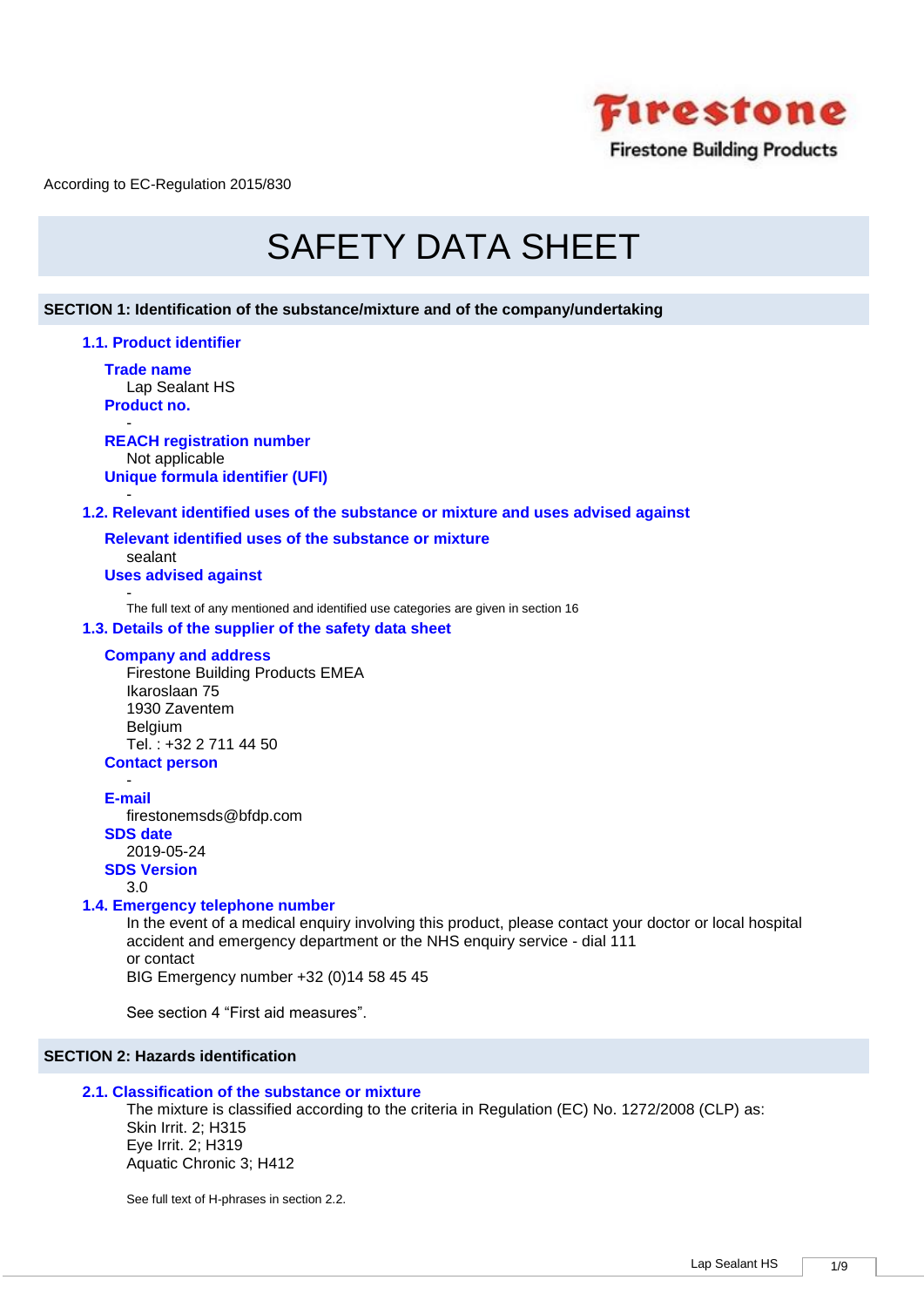Firestone
Firestone Building Products

According to EC-Regulation 2015/830

# SAFETY DATA SHEET

## SECTION 1: Identification of the substance/mixture and of the company/undertaking

### 1.1. Product identifier

**Trade name**
Lap Sealant HS

**Product no.**
-

**REACH registration number**
Not applicable

**Unique formula identifier (UFI)**
-

### 1.2. Relevant identified uses of the substance or mixture and uses advised against

**Relevant identified uses of the substance or mixture**
sealant

**Uses advised against**
-

The full text of any mentioned and identified use categories are given in section 16

### 1.3. Details of the supplier of the safety data sheet

**Company and address**
Firestone Building Products EMEA
Ikaroslaan 75
1930 Zaventem
Belgium
Tel. : +32 2 711 44 50

**Contact person**
-

**E-mail**
firestonemsds@bfdp.com

**SDS date**
2019-05-24

**SDS Version**
3.0

### 1.4. Emergency telephone number

In the event of a medical enquiry involving this product, please contact your doctor or local hospital accident and emergency department or the NHS enquiry service - dial 111
or contact
BIG Emergency number +32 (0)14 58 45 45

See section 4 “First aid measures”.

## SECTION 2: Hazards identification

### 2.1. Classification of the substance or mixture

The mixture is classified according to the criteria in Regulation (EC) No. 1272/2008 (CLP) as:
Skin Irrit. 2; H315
Eye Irrit. 2; H319
Aquatic Chronic 3; H412

See full text of H-phrases in section 2.2.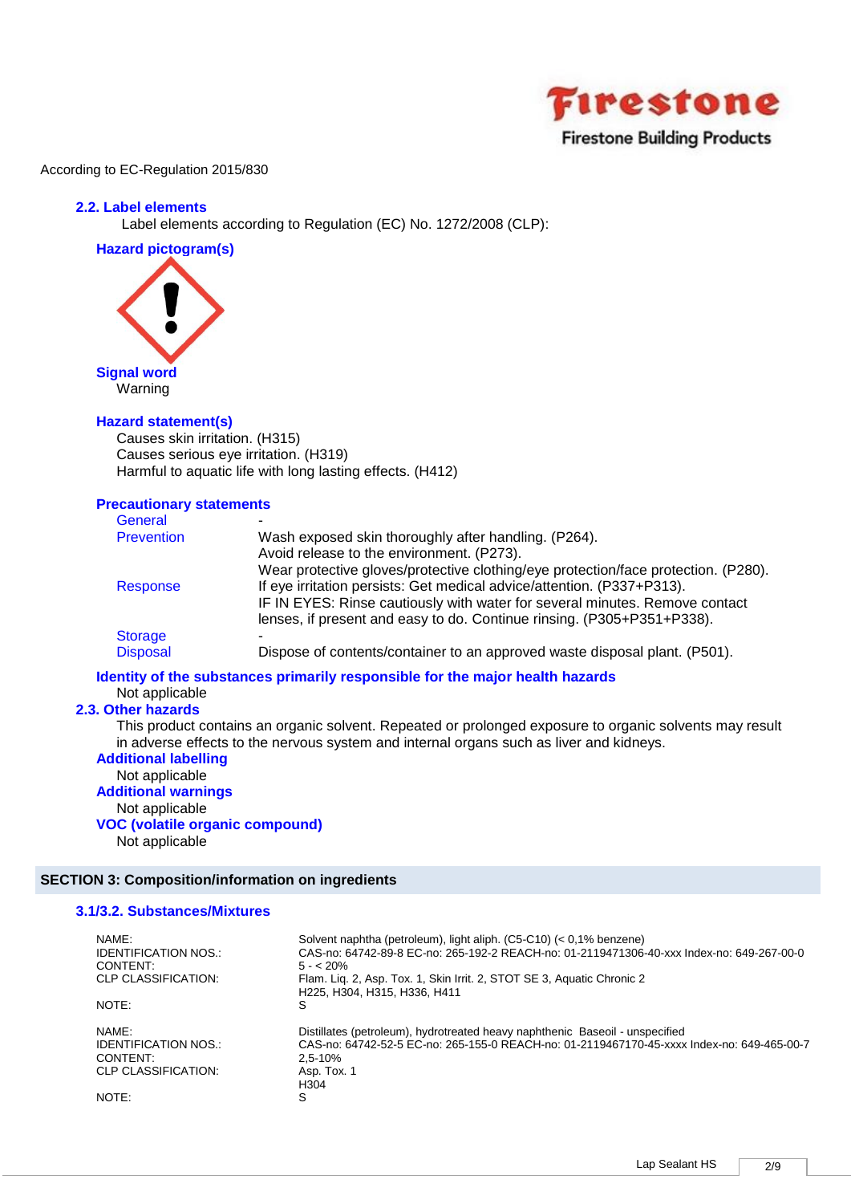According to EC-Regulation 2015/830

### 2.2. Label elements

Label elements according to Regulation (EC) No. 1272/2008 (CLP):

**Hazard pictogram(s)**

**Signal word**

Warning

**Hazard statement(s)**

Causes skin irritation. (H315)
Causes serious eye irritation. (H319)
Harmful to aquatic life with long lasting effects. (H412)

**Precautionary statements**

| | |
|---|---|
| General | - |
| Prevention | Wash exposed skin thoroughly after handling. (P264).<br>Avoid release to the environment. (P273).<br>Wear protective gloves/protective clothing/eye protection/face protection. (P280). |
| Response | If eye irritation persists: Get medical advice/attention. (P337+P313).<br>IF IN EYES: Rinse cautiously with water for several minutes. Remove contact lenses, if present and easy to do. Continue rinsing. (P305+P351+P338). |
| Storage | - |
| Disposal | Dispose of contents/container to an approved waste disposal plant. (P501). |

**Identity of the substances primarily responsible for the major health hazards**

Not applicable

### 2.3. Other hazards

This product contains an organic solvent. Repeated or prolonged exposure to organic solvents may result in adverse effects to the nervous system and internal organs such as liver and kidneys.

**Additional labelling**

Not applicable

**Additional warnings**

Not applicable

**VOC (volatile organic compound)**

Not applicable

## SECTION 3: Composition/information on ingredients

### 3.1/3.2. Substances/Mixtures

| | |
|---|---|
| NAME: | Solvent naphtha (petroleum), light aliph. (C5-C10) (< 0,1% benzene) |
| IDENTIFICATION NOS.: | CAS-no: 64742-89-8 EC-no: 265-192-2 REACH-no: 01-2119471306-40-xxx Index-no: 649-267-00-0 |
| CONTENT: | 5 - < 20% |
| CLP CLASSIFICATION: | Flam. Liq. 2, Asp. Tox. 1, Skin Irrit. 2, STOT SE 3, Aquatic Chronic 2<br>H225, H304, H315, H336, H411 |
| NOTE: | S |

| | |
|---|---|
| NAME: | Distillates (petroleum), hydrotreated heavy naphthenic Baseoil - unspecified |
| IDENTIFICATION NOS.: | CAS-no: 64742-52-5 EC-no: 265-155-0 REACH-no: 01-2119467170-45-xxxx Index-no: 649-465-00-7 |
| CONTENT: | 2,5-10% |
| CLP CLASSIFICATION: | Asp. Tox. 1<br>H304 |
| NOTE: | S |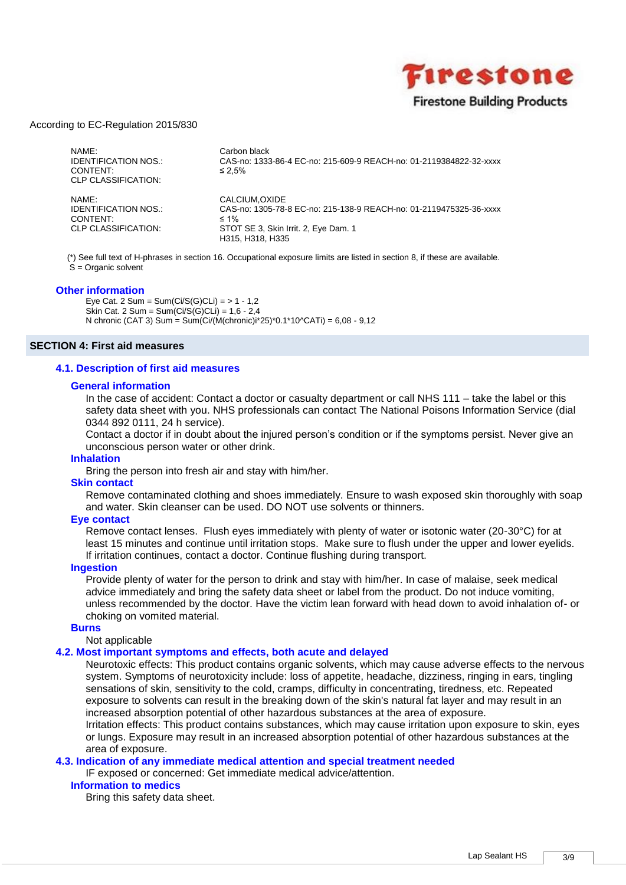According to EC-Regulation 2015/830

| | |
|---|---|
| NAME: | Carbon black |
| IDENTIFICATION NOS.: | CAS-no: 1333-86-4 EC-no: 215-609-9 REACH-no: 01-2119384822-32-xxxx |
| CONTENT: | ≤ 2,5% |
| CLP CLASSIFICATION: | |

| | |
|---|---|
| NAME: | CALCIUM,OXIDE |
| IDENTIFICATION NOS.: | CAS-no: 1305-78-8 EC-no: 215-138-9 REACH-no: 01-2119475325-36-xxxx |
| CONTENT: | ≤ 1% |
| CLP CLASSIFICATION: | STOT SE 3, Skin Irrit. 2, Eye Dam. 1<br>H315, H318, H335 |

(*) See full text of H-phrases in section 16. Occupational exposure limits are listed in section 8, if these are available.
S = Organic solvent

### Other information

Eye Cat. 2 Sum = Sum(Ci/S(G)CLi) = > 1 - 1,2
Skin Cat. 2 Sum = Sum(Ci/S(G)CLi) = 1,6 - 2,4
N chronic (CAT 3) Sum = Sum(Ci/(M(chronic)i*25)*0.1*10^CATi) = 6,08 - 9,12

## SECTION 4: First aid measures

### 4.1. Description of first aid measures

#### General information

In the case of accident: Contact a doctor or casualty department or call NHS 111 – take the label or this safety data sheet with you. NHS professionals can contact The National Poisons Information Service (dial 0344 892 0111, 24 h service).
Contact a doctor if in doubt about the injured person's condition or if the symptoms persist. Never give an unconscious person water or other drink.

#### Inhalation

Bring the person into fresh air and stay with him/her.

#### Skin contact

Remove contaminated clothing and shoes immediately. Ensure to wash exposed skin thoroughly with soap and water. Skin cleanser can be used. DO NOT use solvents or thinners.

#### Eye contact

Remove contact lenses. Flush eyes immediately with plenty of water or isotonic water (20-30°C) for at least 15 minutes and continue until irritation stops. Make sure to flush under the upper and lower eyelids. If irritation continues, contact a doctor. Continue flushing during transport.

#### Ingestion

Provide plenty of water for the person to drink and stay with him/her. In case of malaise, seek medical advice immediately and bring the safety data sheet or label from the product. Do not induce vomiting, unless recommended by the doctor. Have the victim lean forward with head down to avoid inhalation of- or choking on vomited material.

#### Burns

Not applicable

### 4.2. Most important symptoms and effects, both acute and delayed

Neurotoxic effects: This product contains organic solvents, which may cause adverse effects to the nervous system. Symptoms of neurotoxicity include: loss of appetite, headache, dizziness, ringing in ears, tingling sensations of skin, sensitivity to the cold, cramps, difficulty in concentrating, tiredness, etc. Repeated exposure to solvents can result in the breaking down of the skin's natural fat layer and may result in an increased absorption potential of other hazardous substances at the area of exposure.
Irritation effects: This product contains substances, which may cause irritation upon exposure to skin, eyes or lungs. Exposure may result in an increased absorption potential of other hazardous substances at the area of exposure.

### 4.3. Indication of any immediate medical attention and special treatment needed

IF exposed or concerned: Get immediate medical advice/attention.

#### Information to medics

Bring this safety data sheet.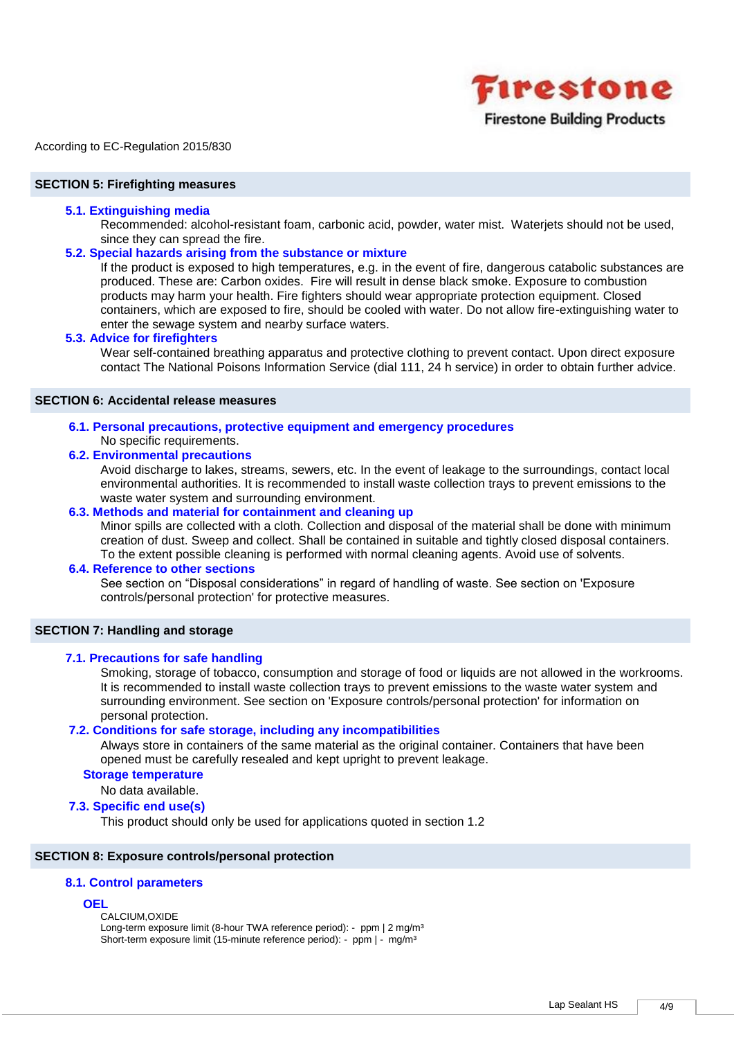According to EC-Regulation 2015/830

## SECTION 5: Firefighting measures

### 5.1. Extinguishing media

Recommended: alcohol-resistant foam, carbonic acid, powder, water mist. Waterjets should not be used, since they can spread the fire.

### 5.2. Special hazards arising from the substance or mixture

If the product is exposed to high temperatures, e.g. in the event of fire, dangerous catabolic substances are produced. These are: Carbon oxides. Fire will result in dense black smoke. Exposure to combustion products may harm your health. Fire fighters should wear appropriate protection equipment. Closed containers, which are exposed to fire, should be cooled with water. Do not allow fire-extinguishing water to enter the sewage system and nearby surface waters.

### 5.3. Advice for firefighters

Wear self-contained breathing apparatus and protective clothing to prevent contact. Upon direct exposure contact The National Poisons Information Service (dial 111, 24 h service) in order to obtain further advice.

## SECTION 6: Accidental release measures

### 6.1. Personal precautions, protective equipment and emergency procedures

No specific requirements.

### 6.2. Environmental precautions

Avoid discharge to lakes, streams, sewers, etc. In the event of leakage to the surroundings, contact local environmental authorities. It is recommended to install waste collection trays to prevent emissions to the waste water system and surrounding environment.

### 6.3. Methods and material for containment and cleaning up

Minor spills are collected with a cloth. Collection and disposal of the material shall be done with minimum creation of dust. Sweep and collect. Shall be contained in suitable and tightly closed disposal containers. To the extent possible cleaning is performed with normal cleaning agents. Avoid use of solvents.

### 6.4. Reference to other sections

See section on “Disposal considerations” in regard of handling of waste. See section on 'Exposure controls/personal protection' for protective measures.

## SECTION 7: Handling and storage

### 7.1. Precautions for safe handling

Smoking, storage of tobacco, consumption and storage of food or liquids are not allowed in the workrooms. It is recommended to install waste collection trays to prevent emissions to the waste water system and surrounding environment. See section on 'Exposure controls/personal protection' for information on personal protection.

### 7.2. Conditions for safe storage, including any incompatibilities

Always store in containers of the same material as the original container. Containers that have been opened must be carefully resealed and kept upright to prevent leakage.

#### Storage temperature

No data available.

### 7.3. Specific end use(s)

This product should only be used for applications quoted in section 1.2

## SECTION 8: Exposure controls/personal protection

### 8.1. Control parameters

#### OEL

CALCIUM,OXIDE
Long-term exposure limit (8-hour TWA reference period): - ppm | 2 mg/m³
Short-term exposure limit (15-minute reference period): - ppm | - mg/m³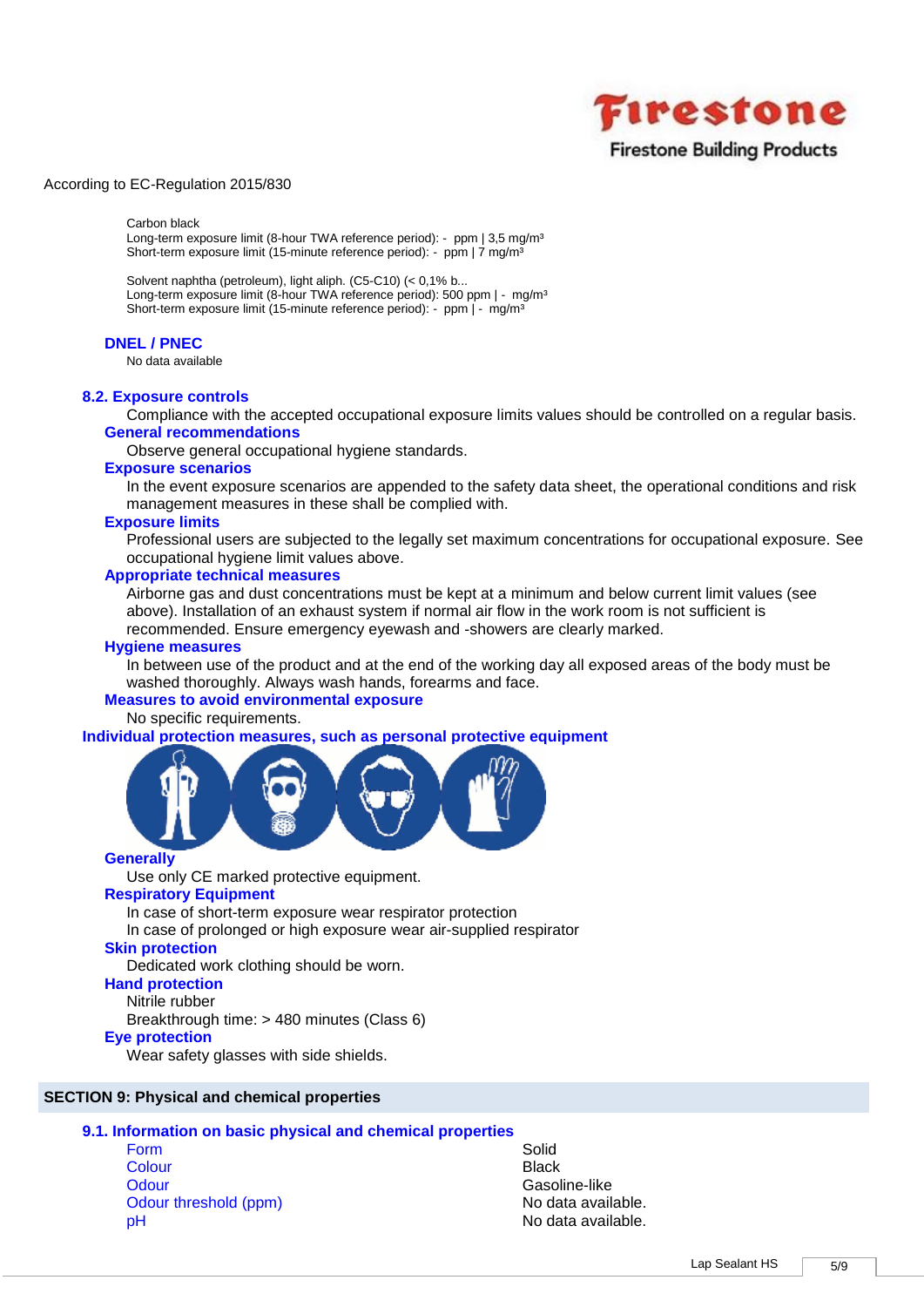According to EC-Regulation 2015/830

Carbon black
Long-term exposure limit (8-hour TWA reference period): - ppm | 3,5 mg/m³
Short-term exposure limit (15-minute reference period): - ppm | 7 mg/m³

Solvent naphtha (petroleum), light aliph. (C5-C10) (< 0,1% b...
Long-term exposure limit (8-hour TWA reference period): 500 ppm | - mg/m³
Short-term exposure limit (15-minute reference period): - ppm | - mg/m³

### DNEL / PNEC

No data available

### 8.2. Exposure controls

Compliance with the accepted occupational exposure limits values should be controlled on a regular basis.

#### General recommendations

Observe general occupational hygiene standards.

#### Exposure scenarios

In the event exposure scenarios are appended to the safety data sheet, the operational conditions and risk management measures in these shall be complied with.

#### Exposure limits

Professional users are subjected to the legally set maximum concentrations for occupational exposure. See occupational hygiene limit values above.

#### Appropriate technical measures

Airborne gas and dust concentrations must be kept at a minimum and below current limit values (see above). Installation of an exhaust system if normal air flow in the work room is not sufficient is recommended. Ensure emergency eyewash and -showers are clearly marked.

#### Hygiene measures

In between use of the product and at the end of the working day all exposed areas of the body must be washed thoroughly. Always wash hands, forearms and face.

#### Measures to avoid environmental exposure

No specific requirements.

### Individual protection measures, such as personal protective equipment

#### Generally

Use only CE marked protective equipment.

#### Respiratory Equipment

In case of short-term exposure wear respirator protection
In case of prolonged or high exposure wear air-supplied respirator

#### Skin protection

Dedicated work clothing should be worn.

#### Hand protection

Nitrile rubber
Breakthrough time: > 480 minutes (Class 6)

#### Eye protection

Wear safety glasses with side shields.

## SECTION 9: Physical and chemical properties

### 9.1. Information on basic physical and chemical properties

| Property | Value |
|---|---|
| Form | Solid |
| Colour | Black |
| Odour | Gasoline-like |
| Odour threshold (ppm) | No data available. |
| pH | No data available. |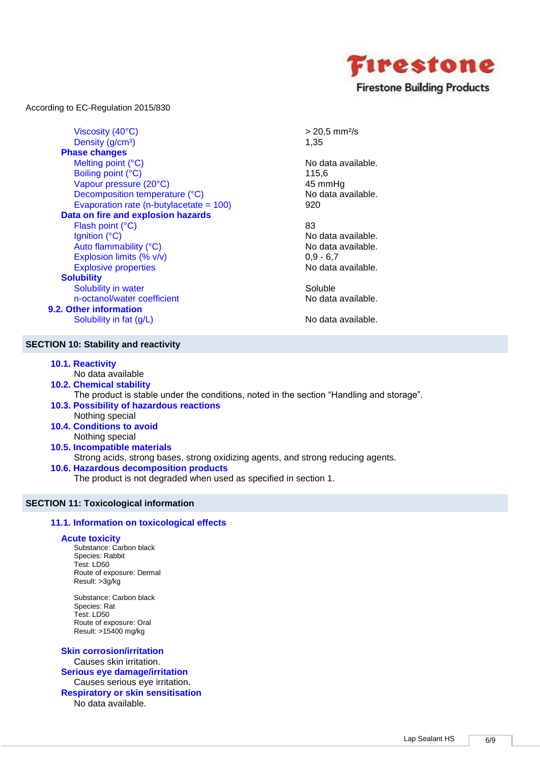According to EC-Regulation 2015/830

| | |
|---|---|
| Viscosity (40°C) | > 20,5 mm²/s |
| Density (g/cm³) | 1,35 |
| **Phase changes** | |
| Melting point (°C) | No data available. |
| Boiling point (°C) | 115,6 |
| Vapour pressure (20°C) | 45 mmHg |
| Decomposition temperature (°C) | No data available. |
| Evaporation rate (n-butylacetate = 100) | 920 |
| **Data on fire and explosion hazards** | |
| Flash point (°C) | 83 |
| Ignition (°C) | No data available. |
| Auto flammability (°C) | No data available. |
| Explosion limits (% v/v) | 0,9 - 6,7 |
| Explosive properties | No data available. |
| **Solubility** | |
| Solubility in water | Soluble |
| n-octanol/water coefficient | No data available. |
| **9.2. Other information** | |
| Solubility in fat (g/L) | No data available. |

## SECTION 10: Stability and reactivity

### 10.1. Reactivity
No data available

### 10.2. Chemical stability
The product is stable under the conditions, noted in the section “Handling and storage”.

### 10.3. Possibility of hazardous reactions
Nothing special

### 10.4. Conditions to avoid
Nothing special

### 10.5. Incompatible materials
Strong acids, strong bases, strong oxidizing agents, and strong reducing agents.

### 10.6. Hazardous decomposition products
The product is not degraded when used as specified in section 1.

## SECTION 11: Toxicological information

### 11.1. Information on toxicological effects

#### Acute toxicity
Substance: Carbon black
Species: Rabbit
Test: LD50
Route of exposure: Dermal
Result: >3g/kg

Substance: Carbon black
Species: Rat
Test: LD50
Route of exposure: Oral
Result: >15400 mg/kg

#### Skin corrosion/irritation
Causes skin irritation.

#### Serious eye damage/irritation
Causes serious eye irritation.

#### Respiratory or skin sensitisation
No data available.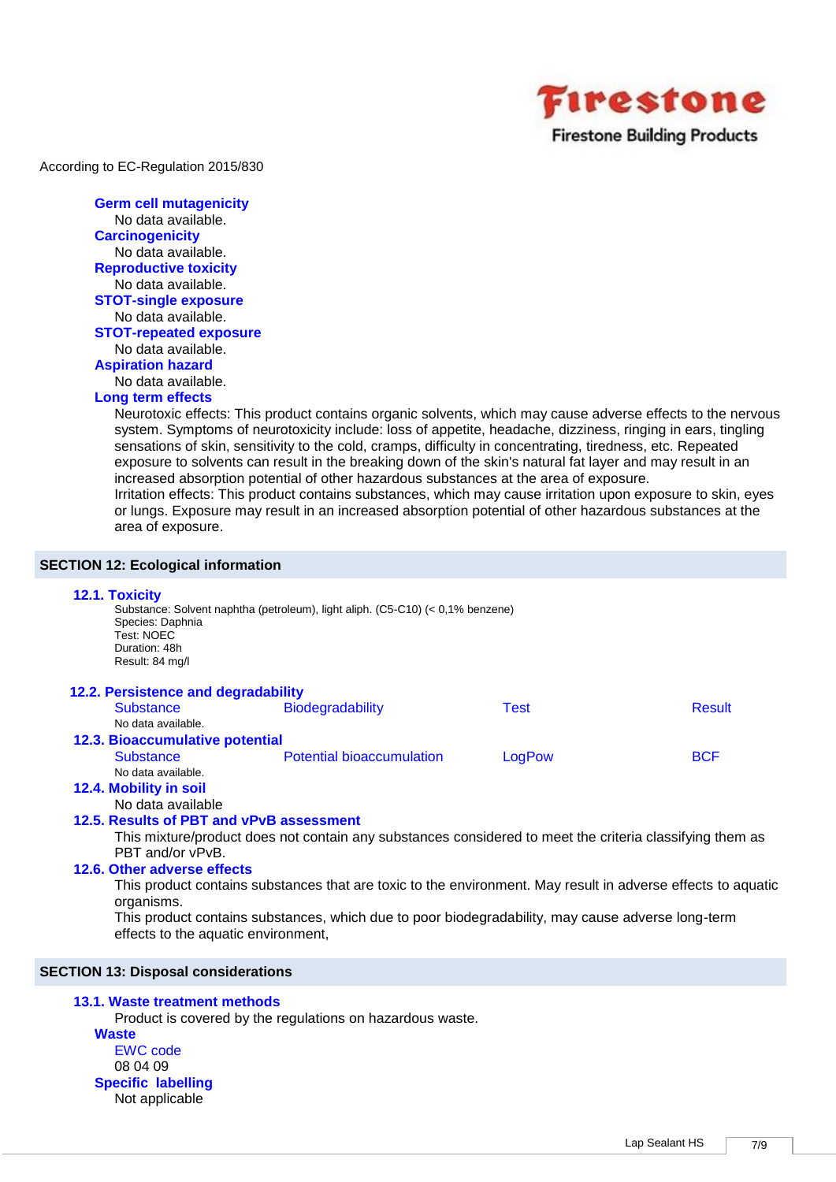According to EC-Regulation 2015/830

### Germ cell mutagenicity
No data available.

### Carcinogenicity
No data available.

### Reproductive toxicity
No data available.

### STOT-single exposure
No data available.

### STOT-repeated exposure
No data available.

### Aspiration hazard
No data available.

### Long term effects
Neurotoxic effects: This product contains organic solvents, which may cause adverse effects to the nervous system. Symptoms of neurotoxicity include: loss of appetite, headache, dizziness, ringing in ears, tingling sensations of skin, sensitivity to the cold, cramps, difficulty in concentrating, tiredness, etc. Repeated exposure to solvents can result in the breaking down of the skin's natural fat layer and may result in an increased absorption potential of other hazardous substances at the area of exposure.
Irritation effects: This product contains substances, which may cause irritation upon exposure to skin, eyes or lungs. Exposure may result in an increased absorption potential of other hazardous substances at the area of exposure.

## SECTION 12: Ecological information

### 12.1. Toxicity
Substance: Solvent naphtha (petroleum), light aliph. (C5-C10) (< 0,1% benzene)
Species: Daphnia
Test: NOEC
Duration: 48h
Result: 84 mg/l

### 12.2. Persistence and degradability

| Substance | Biodegradability | Test | Result |
|---|---|---|---|
| No data available. | | | |

### 12.3. Bioaccumulative potential

| Substance | Potential bioaccumulation | LogPow | BCF |
|---|---|---|---|
| No data available. | | | |

### 12.4. Mobility in soil
No data available

### 12.5. Results of PBT and vPvB assessment
This mixture/product does not contain any substances considered to meet the criteria classifying them as PBT and/or vPvB.

### 12.6. Other adverse effects
This product contains substances that are toxic to the environment. May result in adverse effects to aquatic organisms.
This product contains substances, which due to poor biodegradability, may cause adverse long-term effects to the aquatic environment,

## SECTION 13: Disposal considerations

### 13.1. Waste treatment methods
Product is covered by the regulations on hazardous waste.

**Waste**

EWC code
08 04 09

**Specific labelling**
Not applicable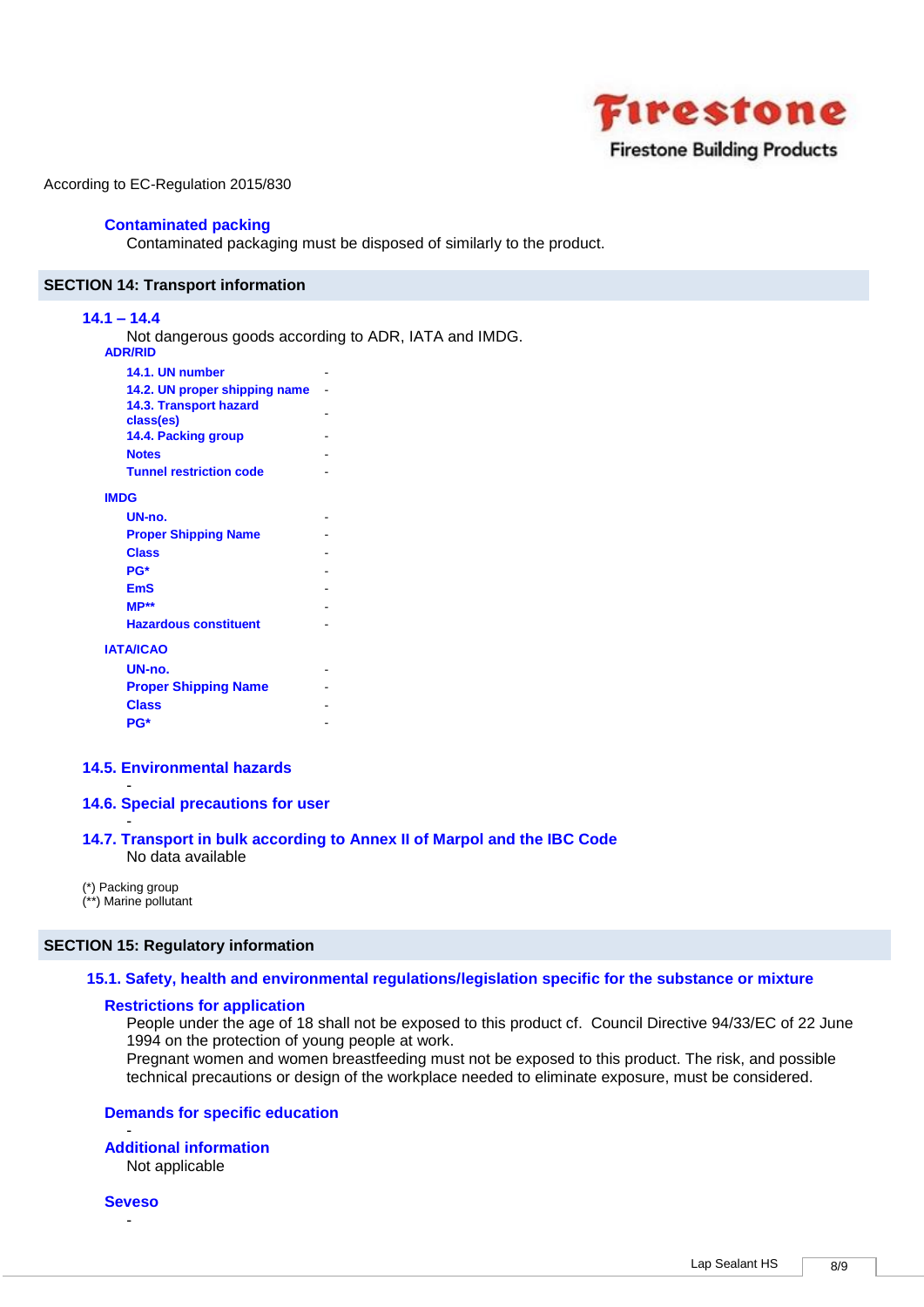According to EC-Regulation 2015/830

### Contaminated packing

Contaminated packaging must be disposed of similarly to the product.

## SECTION 14: Transport information

### 14.1 – 14.4

Not dangerous goods according to ADR, IATA and IMDG.

**ADR/RID**

| | |
|---|---|
| 14.1. UN number | - |
| 14.2. UN proper shipping name | - |
| 14.3. Transport hazard class(es) | - |
| 14.4. Packing group | - |
| Notes | - |
| Tunnel restriction code | - |

**IMDG**

| | |
|---|---|
| UN-no. | - |
| Proper Shipping Name | - |
| Class | - |
| PG* | - |
| EmS | - |
| MP** | - |
| Hazardous constituent | - |

**IATA/ICAO**

| | |
|---|---|
| UN-no. | - |
| Proper Shipping Name | - |
| Class | - |
| PG* | - |

### 14.5. Environmental hazards

-

### 14.6. Special precautions for user

-

### 14.7. Transport in bulk according to Annex II of Marpol and the IBC Code

No data available

(*) Packing group
(**) Marine pollutant

## SECTION 15: Regulatory information

### 15.1. Safety, health and environmental regulations/legislation specific for the substance or mixture

#### Restrictions for application

People under the age of 18 shall not be exposed to this product cf. Council Directive 94/33/EC of 22 June 1994 on the protection of young people at work.
Pregnant women and women breastfeeding must not be exposed to this product. The risk, and possible technical precautions or design of the workplace needed to eliminate exposure, must be considered.

#### Demands for specific education

-

#### Additional information

Not applicable

#### Seveso

-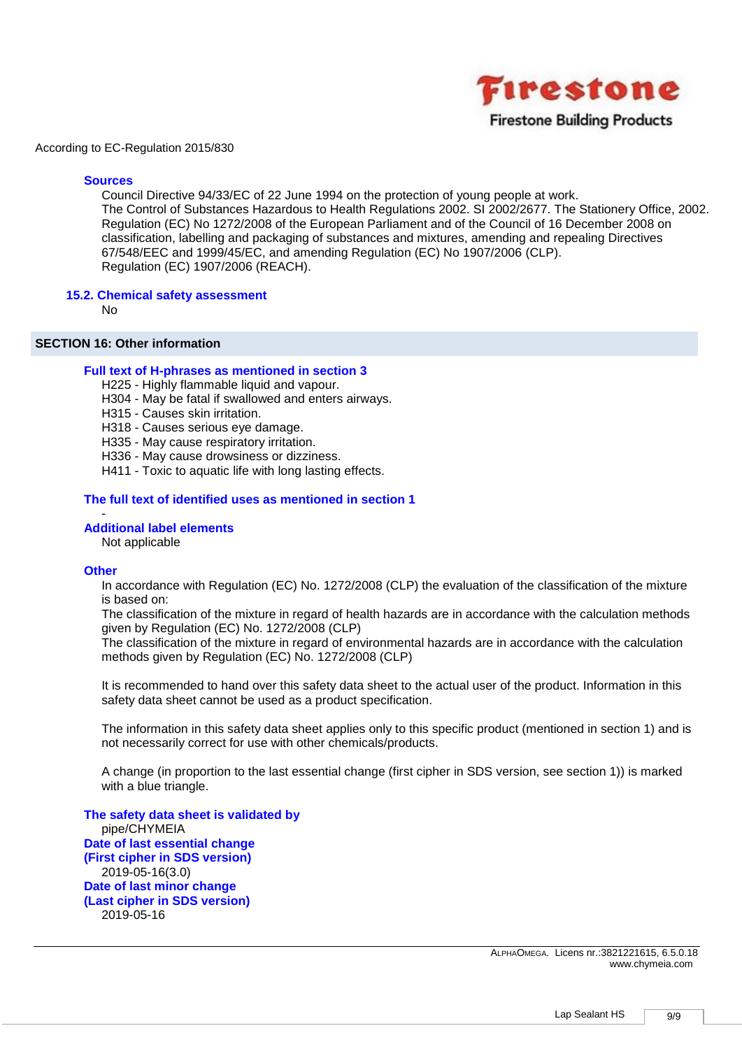According to EC-Regulation 2015/830

### Sources

Council Directive 94/33/EC of 22 June 1994 on the protection of young people at work.
The Control of Substances Hazardous to Health Regulations 2002. SI 2002/2677. The Stationery Office, 2002.
Regulation (EC) No 1272/2008 of the European Parliament and of the Council of 16 December 2008 on classification, labelling and packaging of substances and mixtures, amending and repealing Directives 67/548/EEC and 1999/45/EC, and amending Regulation (EC) No 1907/2006 (CLP).
Regulation (EC) 1907/2006 (REACH).

### 15.2. Chemical safety assessment

No

## SECTION 16: Other information

### Full text of H-phrases as mentioned in section 3

H225 - Highly flammable liquid and vapour.
H304 - May be fatal if swallowed and enters airways.
H315 - Causes skin irritation.
H318 - Causes serious eye damage.
H335 - May cause respiratory irritation.
H336 - May cause drowsiness or dizziness.
H411 - Toxic to aquatic life with long lasting effects.

### The full text of identified uses as mentioned in section 1

-

### Additional label elements

Not applicable

### Other

In accordance with Regulation (EC) No. 1272/2008 (CLP) the evaluation of the classification of the mixture is based on:
The classification of the mixture in regard of health hazards are in accordance with the calculation methods given by Regulation (EC) No. 1272/2008 (CLP)
The classification of the mixture in regard of environmental hazards are in accordance with the calculation methods given by Regulation (EC) No. 1272/2008 (CLP)

It is recommended to hand over this safety data sheet to the actual user of the product. Information in this safety data sheet cannot be used as a product specification.

The information in this safety data sheet applies only to this specific product (mentioned in section 1) and is not necessarily correct for use with other chemicals/products.

A change (in proportion to the last essential change (first cipher in SDS version, see section 1)) is marked with a blue triangle.

### The safety data sheet is validated by

pipe/CHYMEIA

### Date of last essential change (First cipher in SDS version)

2019-05-16(3.0)

### Date of last minor change (Last cipher in SDS version)

2019-05-16

ALPHAOMEGA. Licens nr.:3821221615, 6.5.0.18
www.chymeia.com